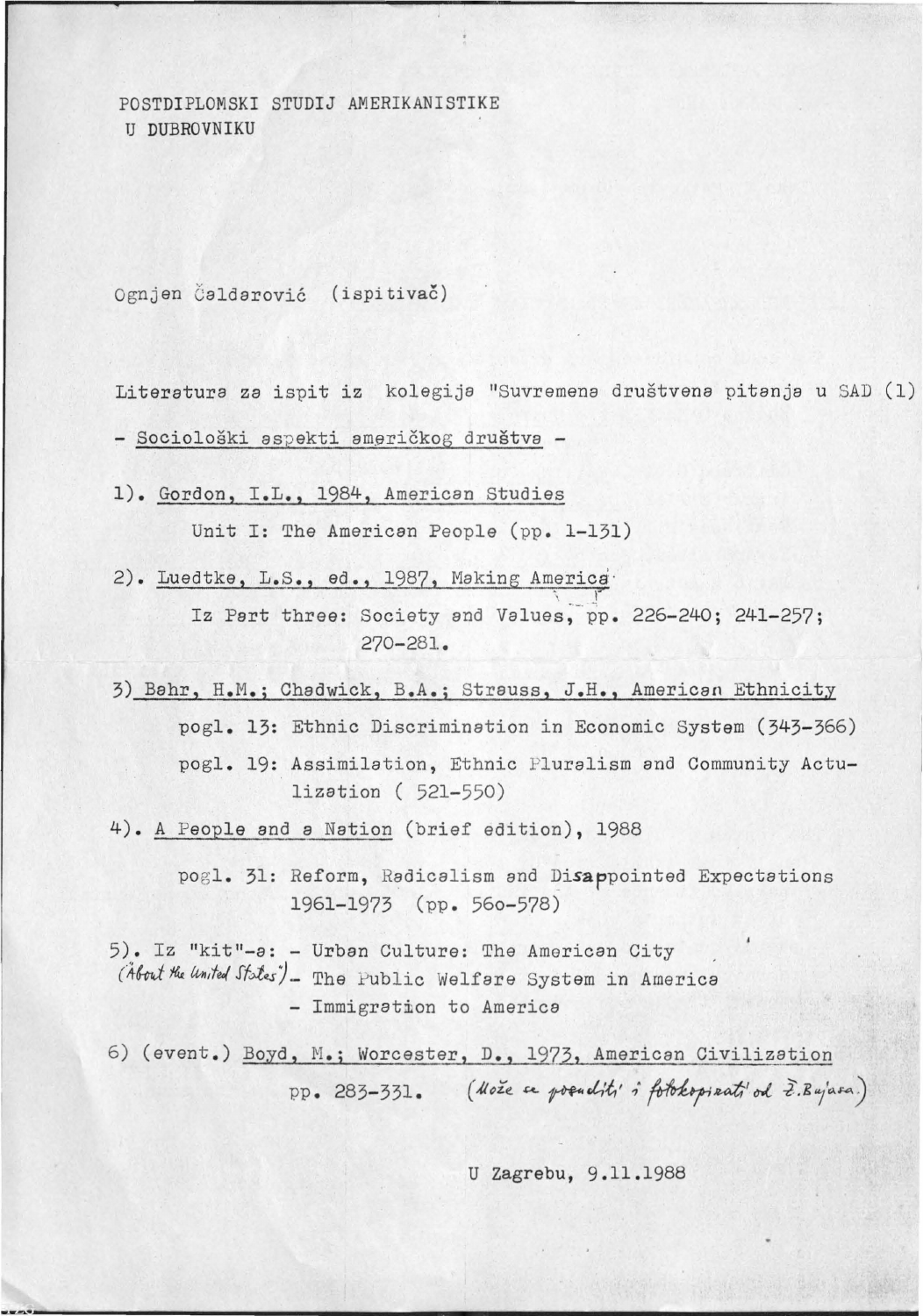POSTDIPLOMSKI STUDIJ AMERIKANISTIKE
U DUBROVNIKU

Ognjen Čaldarović (ispitivač)

Literatura za ispit iz kolegija "Suvremena društvena pitanja u SAD (1)

- <u>Sociološki aspekti američkog društva</u> -

1). <u>Gordon, I.L., 1984, American Studies</u>

   Unit I: The American People (pp. 1-131)

2). <u>Luedtke, L.S., ed., 1987, Making America</u>

   Iz Part three: Society and Values, pp. 226-240; 241-257; 270-281.

3) <u>Bahr, H.M.; Chadwick, B.A.; Strauss, J.H., American Ethnicity</u>

   pogl. 13: Ethnic Discrimination in Economic System (343-366)

   pogl. 19: Assimilation, Ethnic Pluralism and Community Actulization ( 521-550)

4). <u>A People and a Nation</u> (brief edition), 1988

   pogl. 31: Reform, Radicalism and Disappointed Expectations 1961-1973 (pp. 560-578)

5). Iz "kit"-a: - Urban Culture: The American City
*("About the United States")* - The Public Welfare System in America
   - Immigration to America

6) (event.) <u>Boyd, M.; Worcester, D., 1973, American Civilization</u>

   pp. 283-331. *(Može se posuditi i fotokopirati od Ž.Bujasa.)*

U Zagrebu, 9.11.1988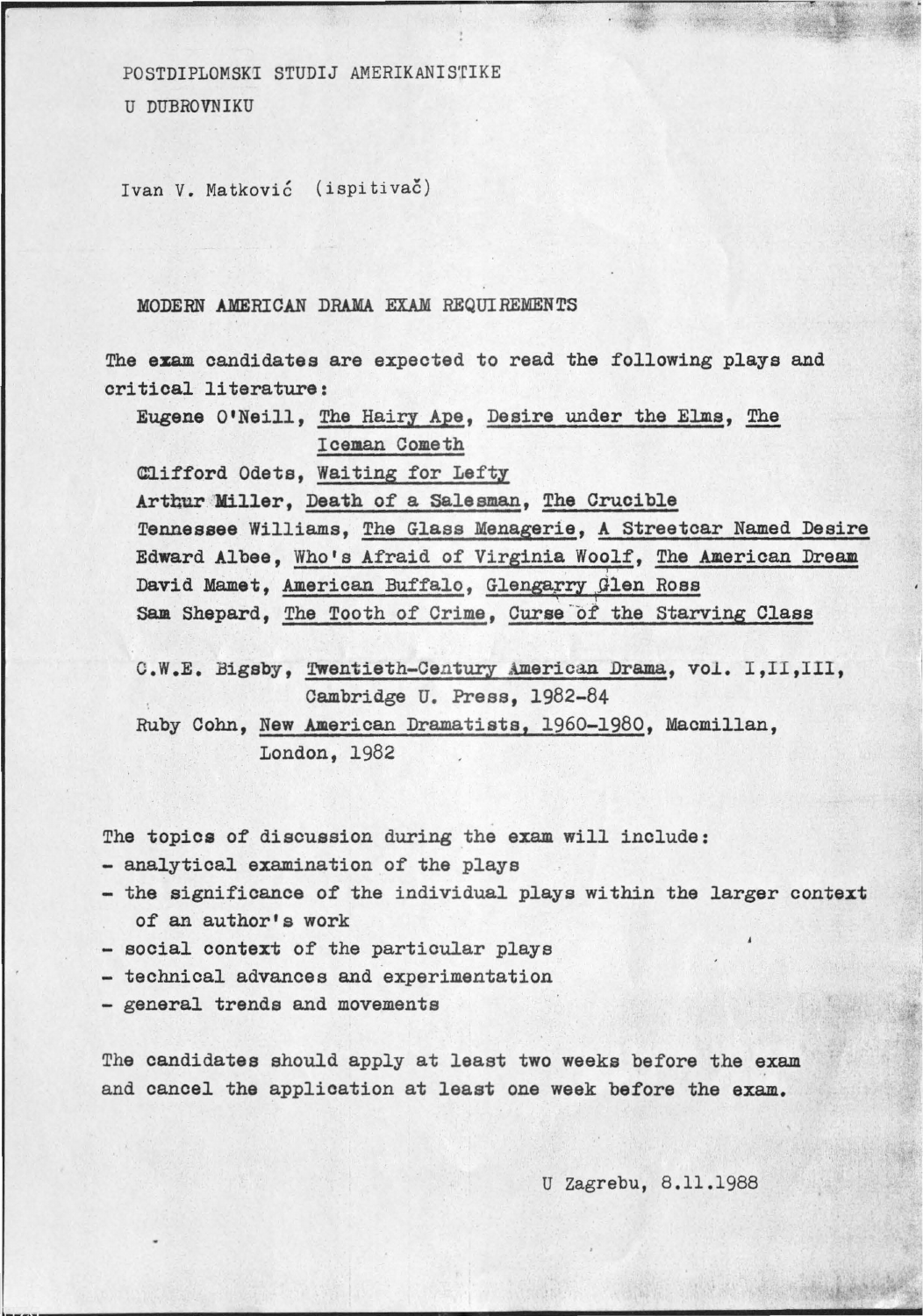POSTDIPLOMSKI STUDIJ AMERIKANISTIKE
U DUBROVNIKU

Ivan V. Matković (ispitivač)

## MODERN AMERICAN DRAMA EXAM REQUIREMENTS

The exam candidates are expected to read the following plays and critical literature:

Eugene O'Neill, The Hairy Ape, Desire under the Elms, The Iceman Cometh
Clifford Odets, Waiting for Lefty
Arthur Miller, Death of a Salesman, The Crucible
Tennessee Williams, The Glass Menagerie, A Streetcar Named Desire
Edward Albee, Who's Afraid of Virginia Woolf, The American Dream
David Mamet, American Buffalo, Glengarry Glen Ross
Sam Shepard, The Tooth of Crime, Curse of the Starving Class

C.W.E. Bigsby, Twentieth-Century American Drama, vol. I,II,III, Cambridge U. Press, 1982-84
Ruby Cohn, New American Dramatists, 1960-1980, Macmillan, London, 1982

The topics of discussion during the exam will include:

- analytical examination of the plays
- the significance of the individual plays within the larger context of an author's work
- social context of the particular plays
- technical advances and experimentation
- general trends and movements

The candidates should apply at least two weeks before the exam and cancel the application at least one week before the exam.

U Zagrebu, 8.11.1988